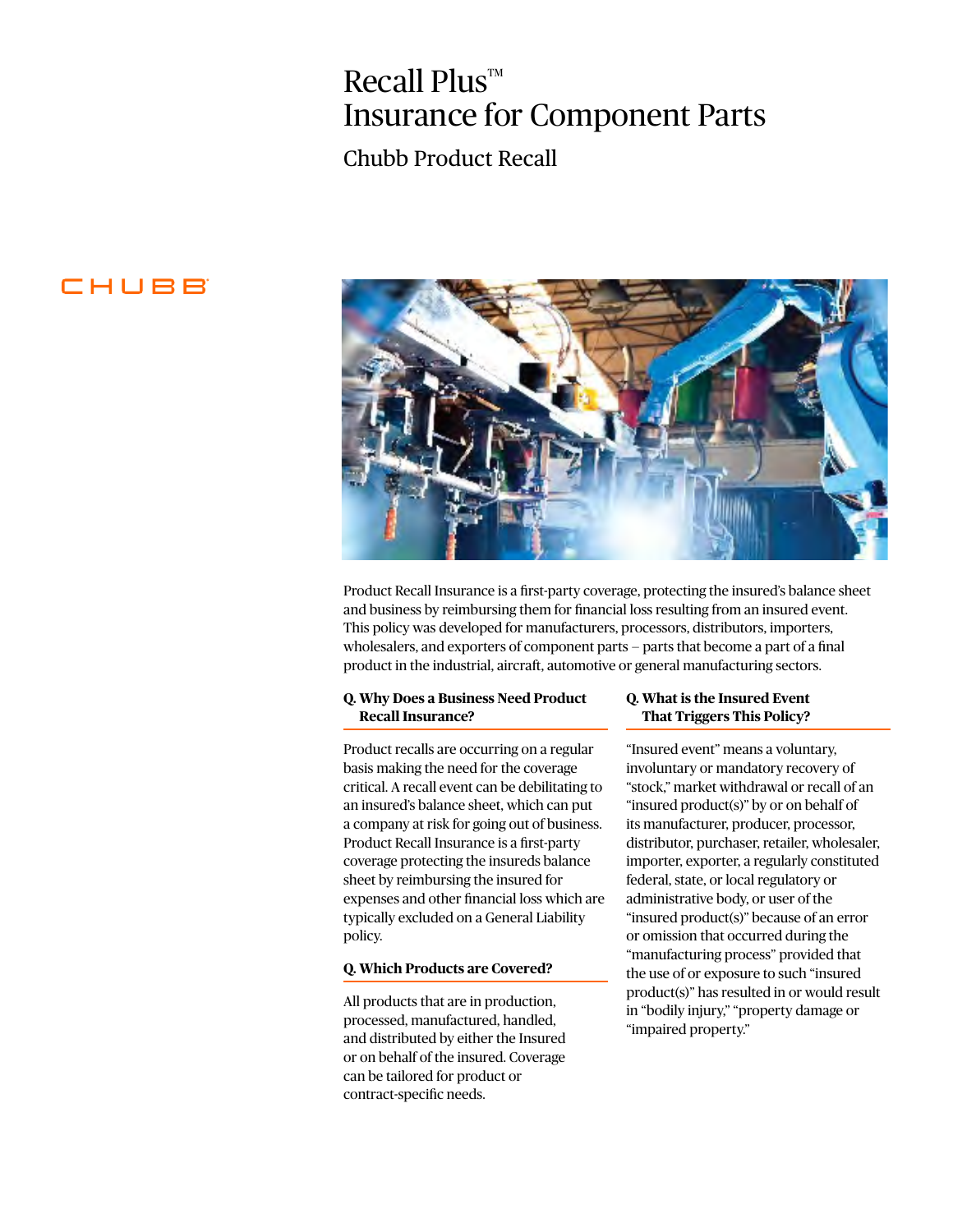# Recall Plus™ Insurance for Component Parts

## Chubb Product Recall

CHUBB

Product Recall Insurance is a first-party coverage, protecting the insured's balance sheet and business by reimbursing them for financial loss resulting from an insured event. This policy was developed for manufacturers, processors, distributors, importers, wholesalers, and exporters of component parts – parts that become a part of a final product in the industrial, aircraft, automotive or general manufacturing sectors.

### Q. Why Does a Business Need Product Recall Insurance?

Product recalls are occurring on a regular basis making the need for the coverage critical. A recall event can be debilitating to an insured's balance sheet, which can put a company at risk for going out of business. Product Recall Insurance is a first-party coverage protecting the insureds balance sheet by reimbursing the insured for expenses and other financial loss which are typically excluded on a General Liability policy.

### Q. Which Products are Covered?

All products that are in production, processed, manufactured, handled, and distributed by either the Insured or on behalf of the insured. Coverage can be tailored for product or contract-specific needs.

### Q. What is the Insured Event That Triggers This Policy?

"Insured event" means a voluntary, involuntary or mandatory recovery of "stock," market withdrawal or recall of an "insured product(s)" by or on behalf of its manufacturer, producer, processor, distributor, purchaser, retailer, wholesaler, importer, exporter, a regularly constituted federal, state, or local regulatory or administrative body, or user of the "insured product(s)" because of an error or omission that occurred during the "manufacturing process" provided that the use of or exposure to such "insured product(s)" has resulted in or would result in "bodily injury," "property damage or "impaired property."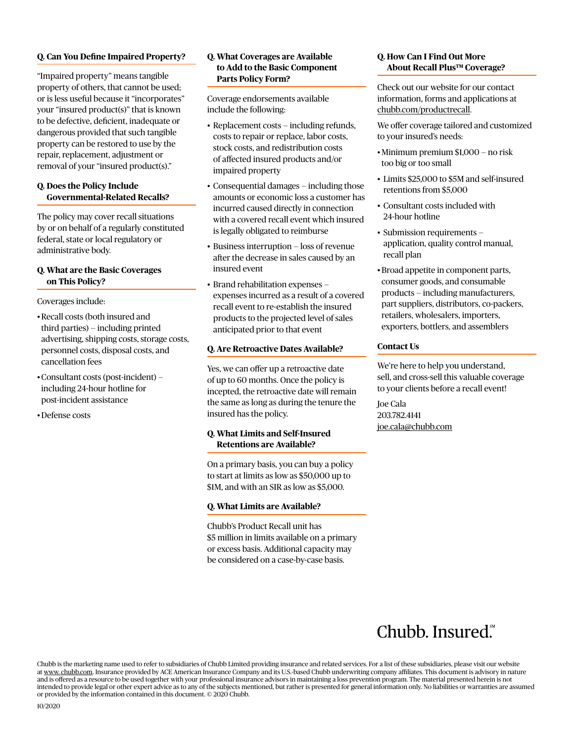## Q. Can You Define Impaired Property?

"Impaired property" means tangible property of others, that cannot be used; or is less useful because it "incorporates" your "insured product(s)" that is known to be defective, deficient, inadequate or dangerous provided that such tangible property can be restored to use by the repair, replacement, adjustment or removal of your "insured product(s)."

## Q. Does the Policy Include Governmental-Related Recalls?

The policy may cover recall situations by or on behalf of a regularly constituted federal, state or local regulatory or administrative body.

## Q. What are the Basic Coverages on This Policy?

Coverages include:

- Recall costs (both insured and third parties) – including printed advertising, shipping costs, storage costs, personnel costs, disposal costs, and cancellation fees
- Consultant costs (post-incident) – including 24-hour hotline for post-incident assistance
- Defense costs

## Q. What Coverages are Available to Add to the Basic Component Parts Policy Form?

Coverage endorsements available include the following:

- Replacement costs – including refunds, costs to repair or replace, labor costs, stock costs, and redistribution costs of affected insured products and/or impaired property
- Consequential damages – including those amounts or economic loss a customer has incurred caused directly in connection with a covered recall event which insured is legally obligated to reimburse
- Business interruption – loss of revenue after the decrease in sales caused by an insured event
- Brand rehabilitation expenses – expenses incurred as a result of a covered recall event to re-establish the insured products to the projected level of sales anticipated prior to that event

## Q. Are Retroactive Dates Available?

Yes, we can offer up a retroactive date of up to 60 months. Once the policy is incepted, the retroactive date will remain the same as long as during the tenure the insured has the policy.

## Q. What Limits and Self-Insured Retentions are Available?

On a primary basis, you can buy a policy to start at limits as low as $50,000 up to $1M, and with an SIR as low as $5,000.

## Q. What Limits are Available?

Chubb's Product Recall unit has $5 million in limits available on a primary or excess basis. Additional capacity may be considered on a case-by-case basis.

## Q. How Can I Find Out More About Recall Plus™ Coverage?

Check out our website for our contact information, forms and applications at chubb.com/productrecall.

We offer coverage tailored and customized to your insured's needs:

- Minimum premium $1,000 – no risk too big or too small
- Limits $25,000 to $5M and self-insured retentions from $5,000
- Consultant costs included with 24-hour hotline
- Submission requirements – application, quality control manual, recall plan
- Broad appetite in component parts, consumer goods, and consumable products – including manufacturers, part suppliers, distributors, co-packers, retailers, wholesalers, importers, exporters, bottlers, and assemblers

## Contact Us

We're here to help you understand, sell, and cross-sell this valuable coverage to your clients before a recall event!

Joe Cala
203.782.4141
joe.cala@chubb.com

Chubb. Insured.℠

Chubb is the marketing name used to refer to subsidiaries of Chubb Limited providing insurance and related services. For a list of these subsidiaries, please visit our website at www.chubb.com. Insurance provided by ACE American Insurance Company and its U.S.-based Chubb underwriting company affiliates. This document is advisory in nature and is offered as a resource to be used together with your professional insurance advisors in maintaining a loss prevention program. The material presented herein is not intended to provide legal or other expert advice as to any of the subjects mentioned, but rather is presented for general information only. No liabilities or warranties are assumed or provided by the information contained in this document. © 2020 Chubb.

10/2020